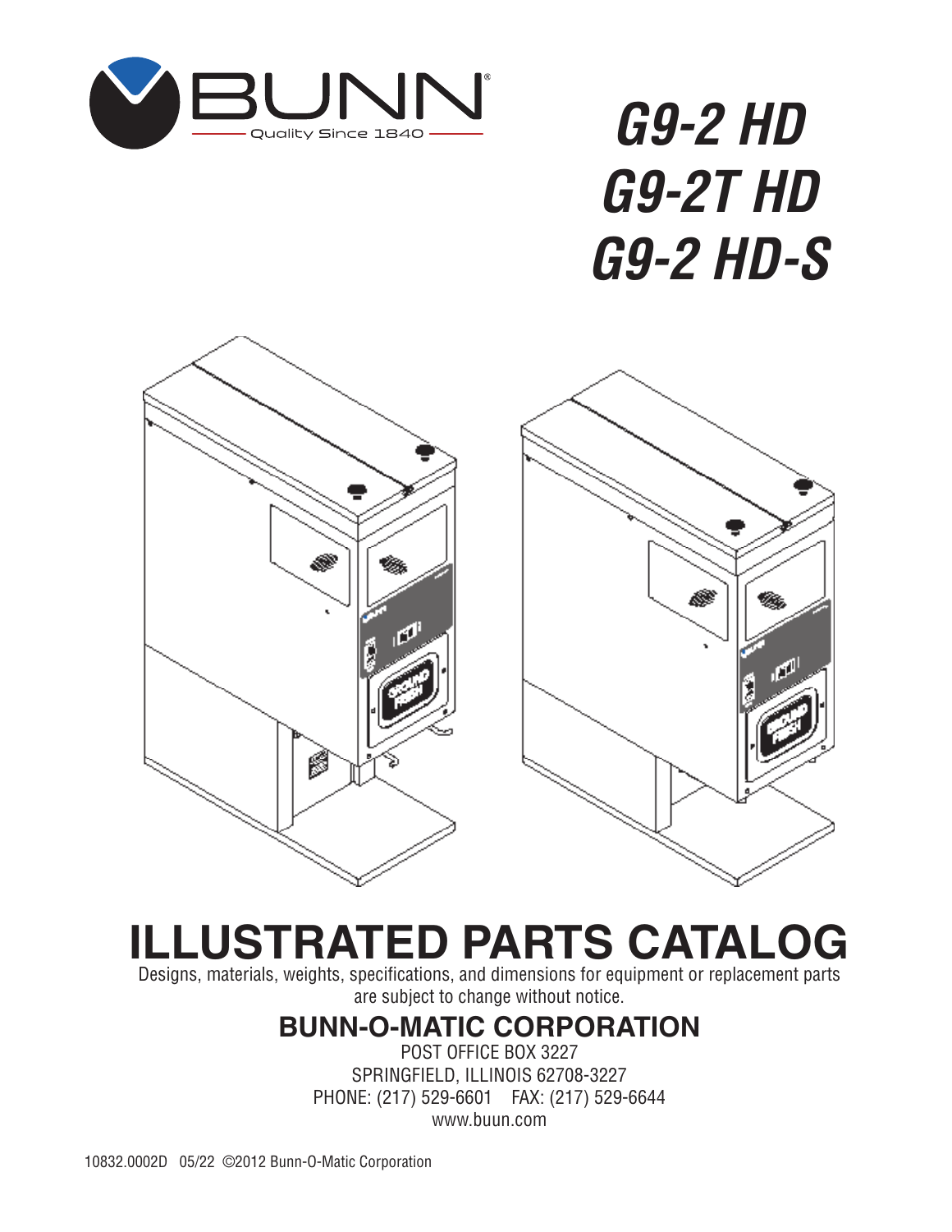BUNN®

Quality Since 1840

# *G9-2 HD*
# *G9-2T HD*
# *G9-2 HD-S*

# ILLUSTRATED PARTS CATALOG

Designs, materials, weights, specifications, and dimensions for equipment or replacement parts are subject to change without notice.

## BUNN-O-MATIC CORPORATION

POST OFFICE BOX 3227
SPRINGFIELD, ILLINOIS 62708-3227
PHONE: (217) 529-6601 FAX: (217) 529-6644
www.buun.com

10832.0002D 05/22 ©2012 Bunn-O-Matic Corporation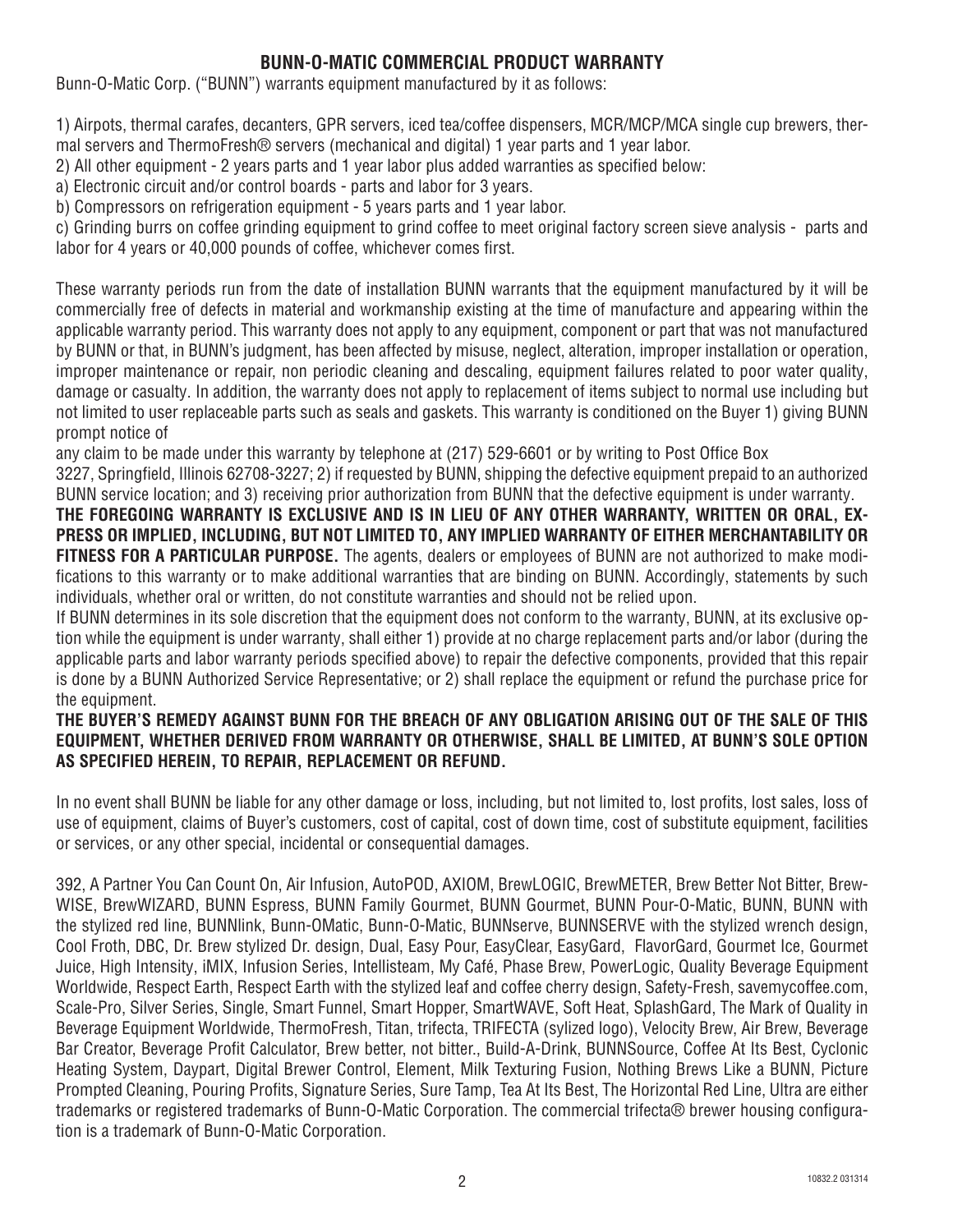## BUNN-O-MATIC COMMERCIAL PRODUCT WARRANTY

Bunn-O-Matic Corp. ("BUNN") warrants equipment manufactured by it as follows:

1) Airpots, thermal carafes, decanters, GPR servers, iced tea/coffee dispensers, MCR/MCP/MCA single cup brewers, thermal servers and ThermoFresh® servers (mechanical and digital) 1 year parts and 1 year labor.

2) All other equipment - 2 years parts and 1 year labor plus added warranties as specified below:

a) Electronic circuit and/or control boards - parts and labor for 3 years.

b) Compressors on refrigeration equipment - 5 years parts and 1 year labor.

c) Grinding burrs on coffee grinding equipment to grind coffee to meet original factory screen sieve analysis - parts and labor for 4 years or 40,000 pounds of coffee, whichever comes first.

These warranty periods run from the date of installation BUNN warrants that the equipment manufactured by it will be commercially free of defects in material and workmanship existing at the time of manufacture and appearing within the applicable warranty period. This warranty does not apply to any equipment, component or part that was not manufactured by BUNN or that, in BUNN's judgment, has been affected by misuse, neglect, alteration, improper installation or operation, improper maintenance or repair, non periodic cleaning and descaling, equipment failures related to poor water quality, damage or casualty. In addition, the warranty does not apply to replacement of items subject to normal use including but not limited to user replaceable parts such as seals and gaskets. This warranty is conditioned on the Buyer 1) giving BUNN prompt notice of any claim to be made under this warranty by telephone at (217) 529-6601 or by writing to Post Office Box 3227, Springfield, Illinois 62708-3227; 2) if requested by BUNN, shipping the defective equipment prepaid to an authorized BUNN service location; and 3) receiving prior authorization from BUNN that the defective equipment is under warranty.

**THE FOREGOING WARRANTY IS EXCLUSIVE AND IS IN LIEU OF ANY OTHER WARRANTY, WRITTEN OR ORAL, EXPRESS OR IMPLIED, INCLUDING, BUT NOT LIMITED TO, ANY IMPLIED WARRANTY OF EITHER MERCHANTABILITY OR FITNESS FOR A PARTICULAR PURPOSE.** The agents, dealers or employees of BUNN are not authorized to make modifications to this warranty or to make additional warranties that are binding on BUNN. Accordingly, statements by such individuals, whether oral or written, do not constitute warranties and should not be relied upon.

If BUNN determines in its sole discretion that the equipment does not conform to the warranty, BUNN, at its exclusive option while the equipment is under warranty, shall either 1) provide at no charge replacement parts and/or labor (during the applicable parts and labor warranty periods specified above) to repair the defective components, provided that this repair is done by a BUNN Authorized Service Representative; or 2) shall replace the equipment or refund the purchase price for the equipment.

**THE BUYER'S REMEDY AGAINST BUNN FOR THE BREACH OF ANY OBLIGATION ARISING OUT OF THE SALE OF THIS EQUIPMENT, WHETHER DERIVED FROM WARRANTY OR OTHERWISE, SHALL BE LIMITED, AT BUNN'S SOLE OPTION AS SPECIFIED HEREIN, TO REPAIR, REPLACEMENT OR REFUND.**

In no event shall BUNN be liable for any other damage or loss, including, but not limited to, lost profits, lost sales, loss of use of equipment, claims of Buyer's customers, cost of capital, cost of down time, cost of substitute equipment, facilities or services, or any other special, incidental or consequential damages.

392, A Partner You Can Count On, Air Infusion, AutoPOD, AXIOM, BrewLOGIC, BrewMETER, Brew Better Not Bitter, BrewWISE, BrewWIZARD, BUNN Espress, BUNN Family Gourmet, BUNN Gourmet, BUNN Pour-O-Matic, BUNN, BUNN with the stylized red line, BUNNlink, Bunn-OMatic, Bunn-O-Matic, BUNNserve, BUNNSERVE with the stylized wrench design, Cool Froth, DBC, Dr. Brew stylized Dr. design, Dual, Easy Pour, EasyClear, EasyGard, FlavorGard, Gourmet Ice, Gourmet Juice, High Intensity, iMIX, Infusion Series, Intellisteam, My Café, Phase Brew, PowerLogic, Quality Beverage Equipment Worldwide, Respect Earth, Respect Earth with the stylized leaf and coffee cherry design, Safety-Fresh, savemycoffee.com, Scale-Pro, Silver Series, Single, Smart Funnel, Smart Hopper, SmartWAVE, Soft Heat, SplashGard, The Mark of Quality in Beverage Equipment Worldwide, ThermoFresh, Titan, trifecta, TRIFECTA (sylized logo), Velocity Brew, Air Brew, Beverage Bar Creator, Beverage Profit Calculator, Brew better, not bitter., Build-A-Drink, BUNNSource, Coffee At Its Best, Cyclonic Heating System, Daypart, Digital Brewer Control, Element, Milk Texturing Fusion, Nothing Brews Like a BUNN, Picture Prompted Cleaning, Pouring Profits, Signature Series, Sure Tamp, Tea At Its Best, The Horizontal Red Line, Ultra are either trademarks or registered trademarks of Bunn-O-Matic Corporation. The commercial trifecta® brewer housing configuration is a trademark of Bunn-O-Matic Corporation.

10832.2 031314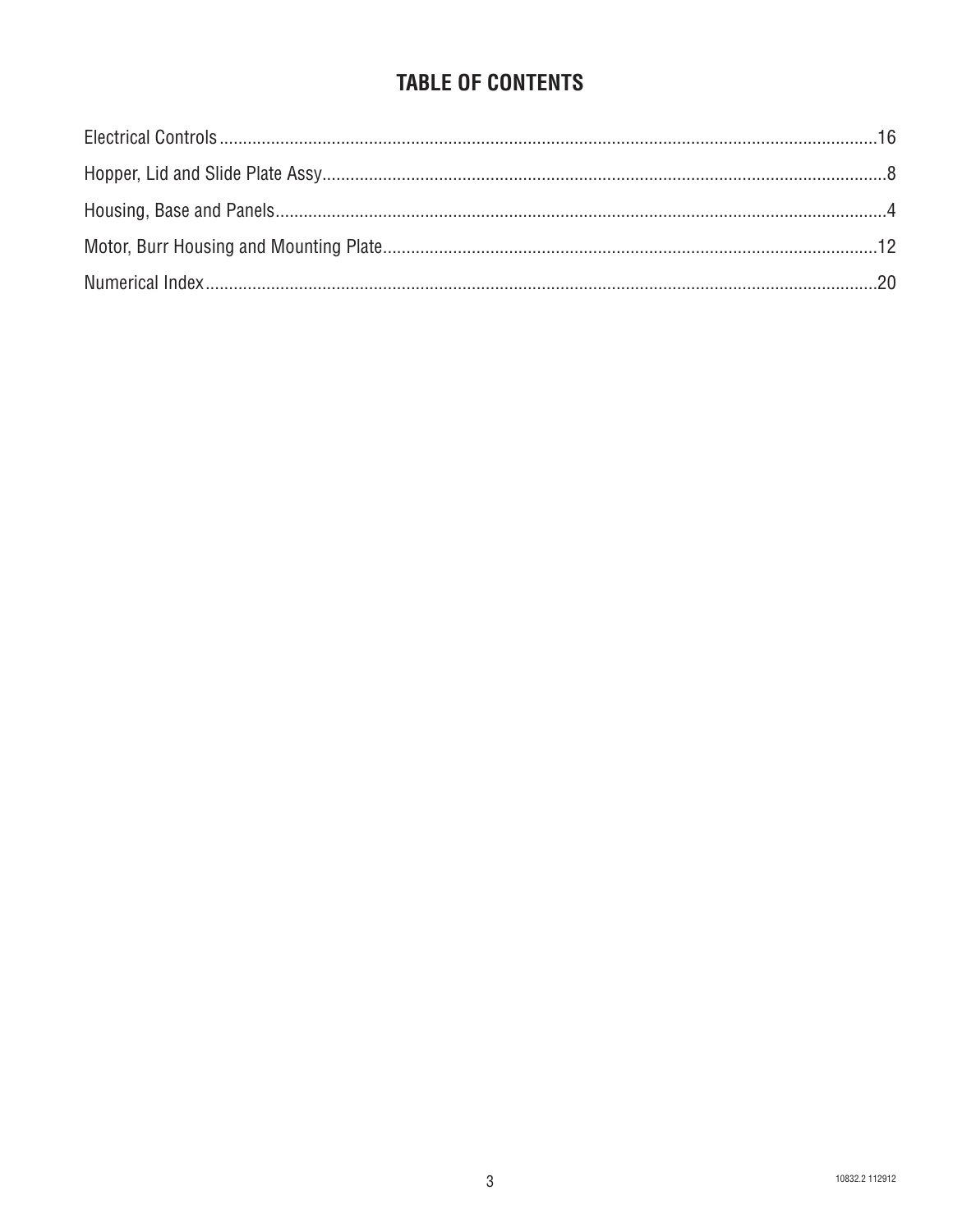# TABLE OF CONTENTS

Electrical Controls.......................................................................................................................................16

Hopper, Lid and Slide Plate Assy.....................................................................................................................8

Housing, Base and Panels...............................................................................................................................4

Motor, Burr Housing and Mounting Plate........................................................................................................12

Numerical Index.............................................................................................................................................20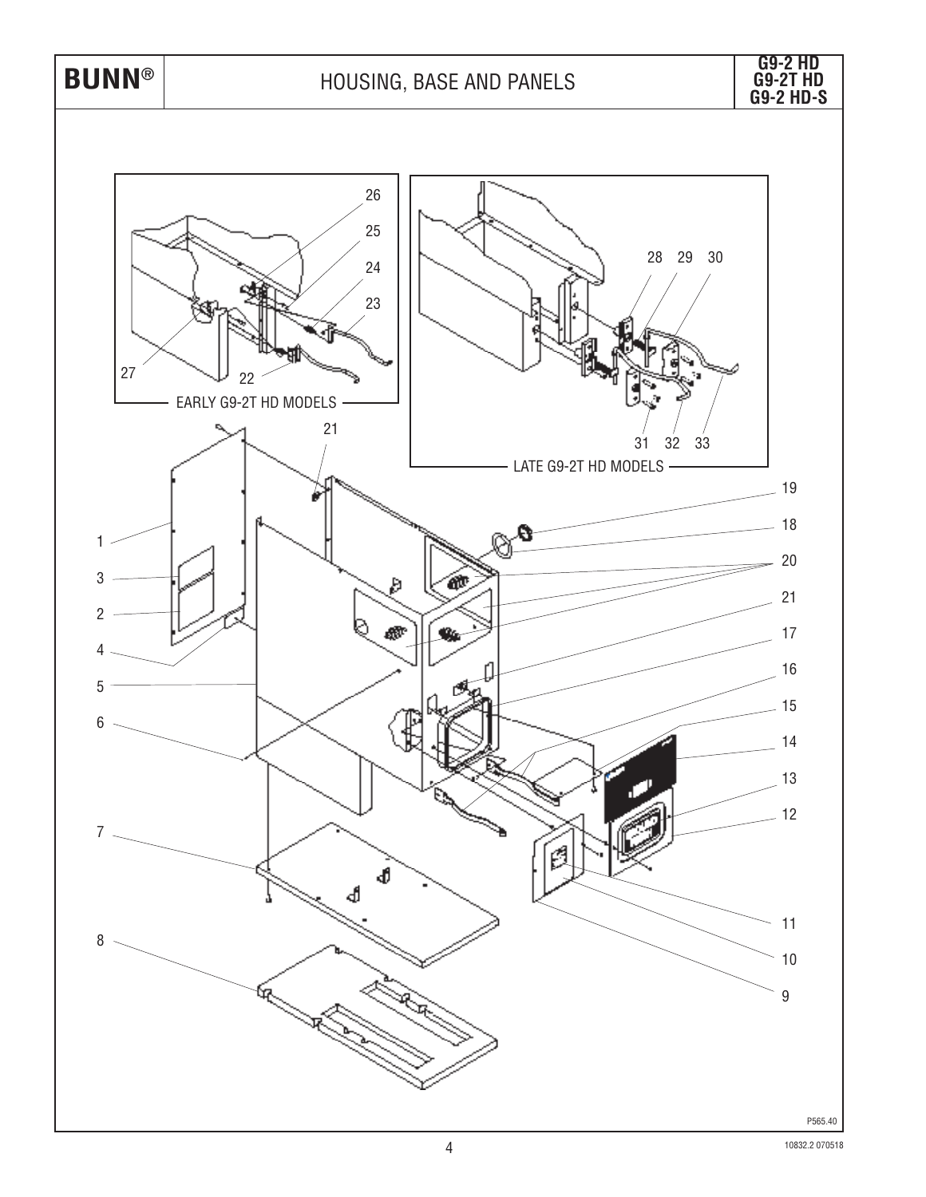# HOUSING, BASE AND PANELS

**G9-2 HD**
**G9-2T HD**
**G9-2 HD-S**

EARLY G9-2T HD MODELS

LATE G9-2T HD MODELS

P565.40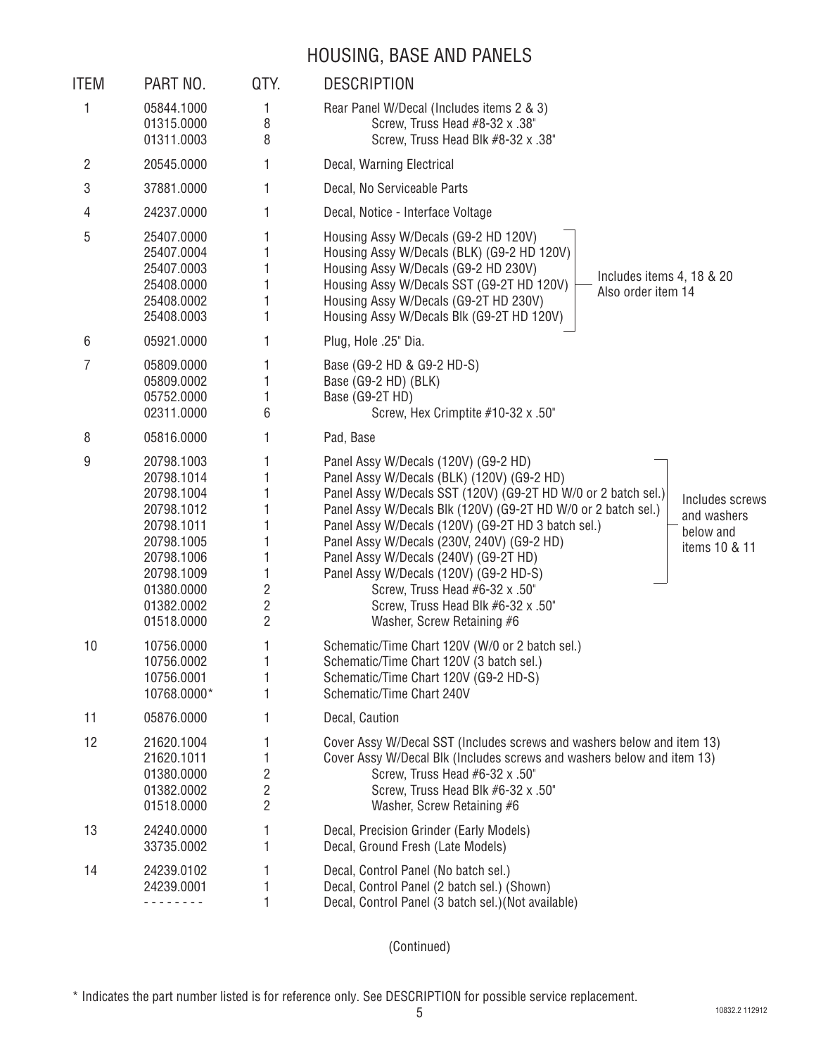# HOUSING, BASE AND PANELS

| ITEM | PART NO. | QTY. | DESCRIPTION |
|---|---|---|---|
| 1 | 05844.1000 | 1 | Rear Panel W/Decal (Includes items 2 & 3) |
| | 01315.0000 | 8 | Screw, Truss Head #8-32 x .38" |
| | 01311.0003 | 8 | Screw, Truss Head Blk #8-32 x .38" |
| 2 | 20545.0000 | 1 | Decal, Warning Electrical |
| 3 | 37881.0000 | 1 | Decal, No Serviceable Parts |
| 4 | 24237.0000 | 1 | Decal, Notice - Interface Voltage |
| 5 | 25407.0000 | 1 | Housing Assy W/Decals (G9-2 HD 120V) (Includes items 4, 18 & 20; Also order item 14) |
| | 25407.0004 | 1 | Housing Assy W/Decals (BLK) (G9-2 HD 120V) (Includes items 4, 18 & 20; Also order item 14) |
| | 25407.0003 | 1 | Housing Assy W/Decals (G9-2 HD 230V) (Includes items 4, 18 & 20; Also order item 14) |
| | 25408.0000 | 1 | Housing Assy W/Decals SST (G9-2T HD 120V) (Includes items 4, 18 & 20; Also order item 14) |
| | 25408.0002 | 1 | Housing Assy W/Decals (G9-2T HD 230V) (Includes items 4, 18 & 20; Also order item 14) |
| | 25408.0003 | 1 | Housing Assy W/Decals Blk (G9-2T HD 120V) (Includes items 4, 18 & 20; Also order item 14) |
| 6 | 05921.0000 | 1 | Plug, Hole .25" Dia. |
| 7 | 05809.0000 | 1 | Base (G9-2 HD & G9-2 HD-S) |
| | 05809.0002 | 1 | Base (G9-2 HD) (BLK) |
| | 05752.0000 | 1 | Base (G9-2T HD) |
| | 02311.0000 | 6 | Screw, Hex Crimptite #10-32 x .50" |
| 8 | 05816.0000 | 1 | Pad, Base |
| 9 | 20798.1003 | 1 | Panel Assy W/Decals (120V) (G9-2 HD) (Includes screws and washers below and items 10 & 11) |
| | 20798.1014 | 1 | Panel Assy W/Decals (BLK) (120V) (G9-2 HD) (Includes screws and washers below and items 10 & 11) |
| | 20798.1004 | 1 | Panel Assy W/Decals SST (120V) (G9-2T HD W/0 or 2 batch sel.) (Includes screws and washers below and items 10 & 11) |
| | 20798.1012 | 1 | Panel Assy W/Decals Blk (120V) (G9-2T HD W/0 or 2 batch sel.) (Includes screws and washers below and items 10 & 11) |
| | 20798.1011 | 1 | Panel Assy W/Decals (120V) (G9-2T HD 3 batch sel.) (Includes screws and washers below and items 10 & 11) |
| | 20798.1005 | 1 | Panel Assy W/Decals (230V, 240V) (G9-2 HD) (Includes screws and washers below and items 10 & 11) |
| | 20798.1006 | 1 | Panel Assy W/Decals (240V) (G9-2T HD) (Includes screws and washers below and items 10 & 11) |
| | 20798.1009 | 1 | Panel Assy W/Decals (120V) (G9-2 HD-S) (Includes screws and washers below and items 10 & 11) |
| | 01380.0000 | 2 | Screw, Truss Head #6-32 x .50" |
| | 01382.0002 | 2 | Screw, Truss Head Blk #6-32 x .50" |
| | 01518.0000 | 2 | Washer, Screw Retaining #6 |
| 10 | 10756.0000 | 1 | Schematic/Time Chart 120V (W/0 or 2 batch sel.) |
| | 10756.0002 | 1 | Schematic/Time Chart 120V (3 batch sel.) |
| | 10756.0001 | 1 | Schematic/Time Chart 120V (G9-2 HD-S) |
| | 10768.0000* | 1 | Schematic/Time Chart 240V |
| 11 | 05876.0000 | 1 | Decal, Caution |
| 12 | 21620.1004 | 1 | Cover Assy W/Decal SST (Includes screws and washers below and item 13) |
| | 21620.1011 | 1 | Cover Assy W/Decal Blk (Includes screws and washers below and item 13) |
| | 01380.0000 | 2 | Screw, Truss Head #6-32 x .50" |
| | 01382.0002 | 2 | Screw, Truss Head Blk #6-32 x .50" |
| | 01518.0000 | 2 | Washer, Screw Retaining #6 |
| 13 | 24240.0000 | 1 | Decal, Precision Grinder (Early Models) |
| | 33735.0002 | 1 | Decal, Ground Fresh (Late Models) |
| 14 | 24239.0102 | 1 | Decal, Control Panel (No batch sel.) |
| | 24239.0001 | 1 | Decal, Control Panel (2 batch sel.) (Shown) |
| | -------- | 1 | Decal, Control Panel (3 batch sel.)(Not available) |

(Continued)

\* Indicates the part number listed is for reference only. See DESCRIPTION for possible service replacement.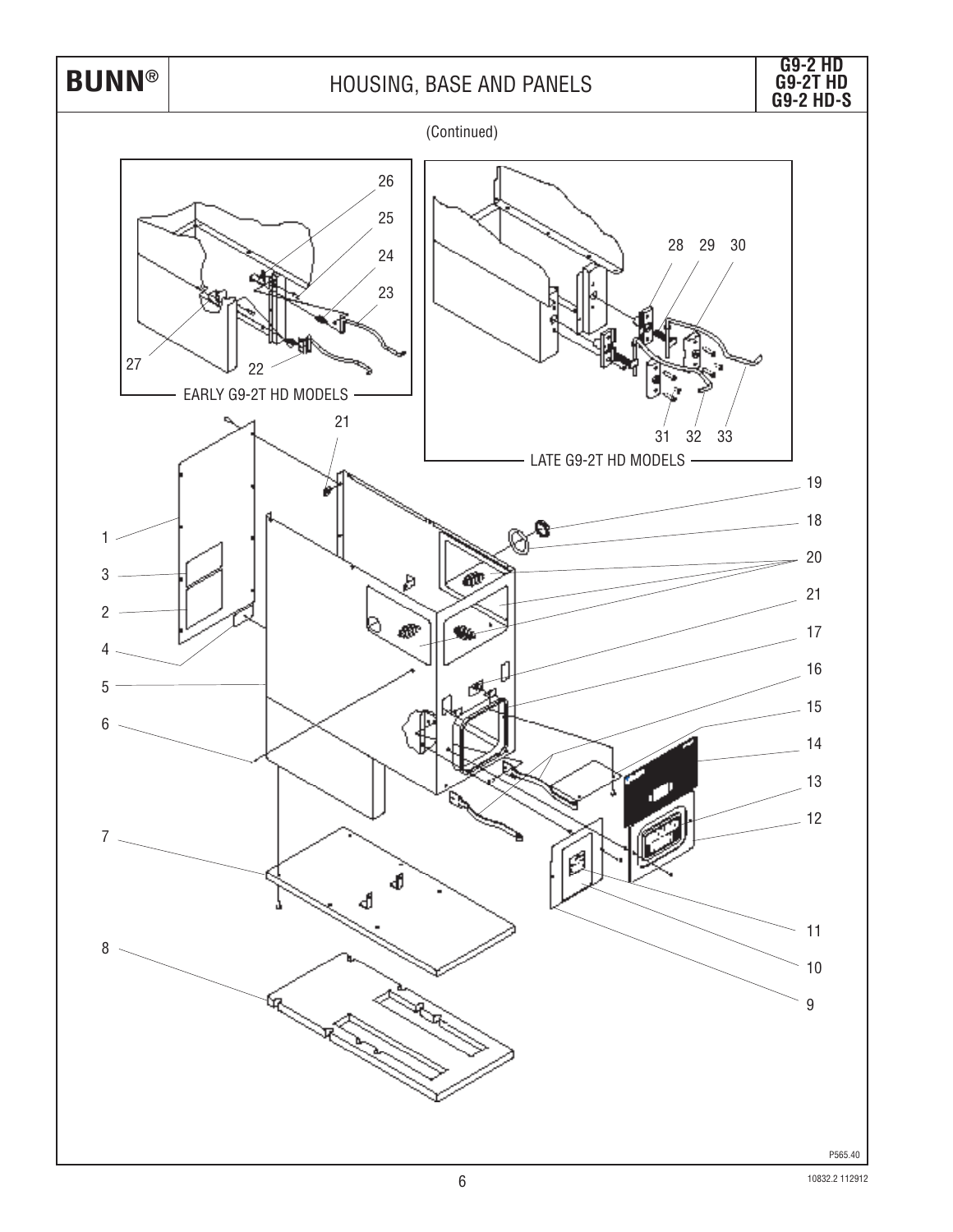# HOUSING, BASE AND PANELS

**G9-2 HD**
**G9-2T HD**
**G9-2 HD-S**

(Continued)

EARLY G9-2T HD MODELS

LATE G9-2T HD MODELS

P565.40

10832.2 112912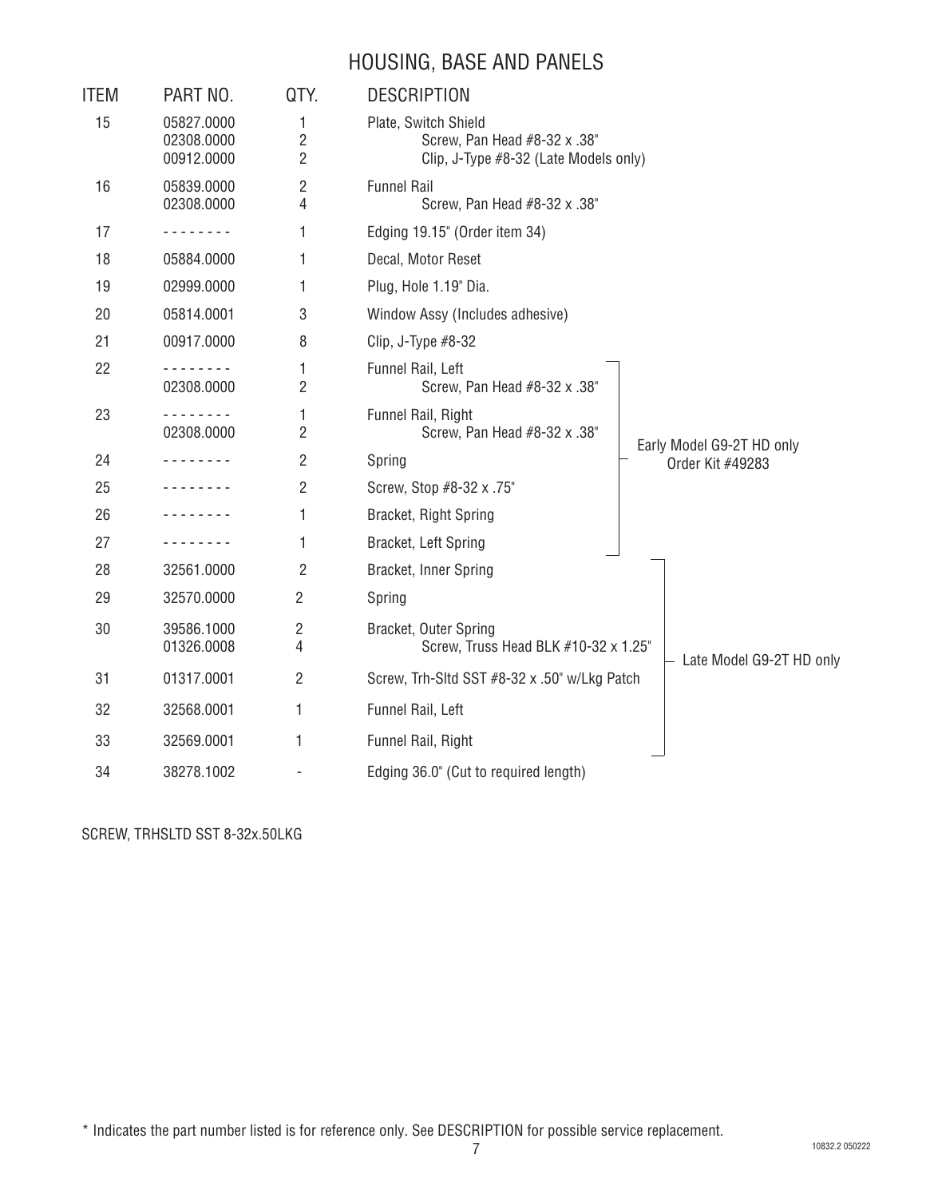# HOUSING, BASE AND PANELS

| ITEM | PART NO. | QTY. | DESCRIPTION | |
|---|---|---|---|---|
| 15 | 05827.0000 | 1 | Plate, Switch Shield | |
| | 02308.0000 | 2 | Screw, Pan Head #8-32 x .38" | |
| | 00912.0000 | 2 | Clip, J-Type #8-32 (Late Models only) | |
| 16 | 05839.0000 | 2 | Funnel Rail | |
| | 02308.0000 | 4 | Screw, Pan Head #8-32 x .38" | |
| 17 | -------- | 1 | Edging 19.15" (Order item 34) | |
| 18 | 05884.0000 | 1 | Decal, Motor Reset | |
| 19 | 02999.0000 | 1 | Plug, Hole 1.19" Dia. | |
| 20 | 05814.0001 | 3 | Window Assy (Includes adhesive) | |
| 21 | 00917.0000 | 8 | Clip, J-Type #8-32 | |
| 22 | -------- | 1 | Funnel Rail, Left | Early Model G9-2T HD only Order Kit #49283 |
| | 02308.0000 | 2 | Screw, Pan Head #8-32 x .38" | Early Model G9-2T HD only Order Kit #49283 |
| 23 | -------- | 1 | Funnel Rail, Right | Early Model G9-2T HD only Order Kit #49283 |
| | 02308.0000 | 2 | Screw, Pan Head #8-32 x .38" | Early Model G9-2T HD only Order Kit #49283 |
| 24 | -------- | 2 | Spring | Early Model G9-2T HD only Order Kit #49283 |
| 25 | -------- | 2 | Screw, Stop #8-32 x .75" | Early Model G9-2T HD only Order Kit #49283 |
| 26 | -------- | 1 | Bracket, Right Spring | Early Model G9-2T HD only Order Kit #49283 |
| 27 | -------- | 1 | Bracket, Left Spring | Early Model G9-2T HD only Order Kit #49283 |
| 28 | 32561.0000 | 2 | Bracket, Inner Spring | Late Model G9-2T HD only |
| 29 | 32570.0000 | 2 | Spring | Late Model G9-2T HD only |
| 30 | 39586.1000 | 2 | Bracket, Outer Spring | Late Model G9-2T HD only |
| | 01326.0008 | 4 | Screw, Truss Head BLK #10-32 x 1.25" | Late Model G9-2T HD only |
| 31 | 01317.0001 | 2 | Screw, Trh-Sltd SST #8-32 x .50" w/Lkg Patch | Late Model G9-2T HD only |
| 32 | 32568.0001 | 1 | Funnel Rail, Left | Late Model G9-2T HD only |
| 33 | 32569.0001 | 1 | Funnel Rail, Right | Late Model G9-2T HD only |
| 34 | 38278.1002 | - | Edging 36.0" (Cut to required length) | |

SCREW, TRHSLTD SST 8-32x.50LKG

\* Indicates the part number listed is for reference only. See DESCRIPTION for possible service replacement.

10832.2 050222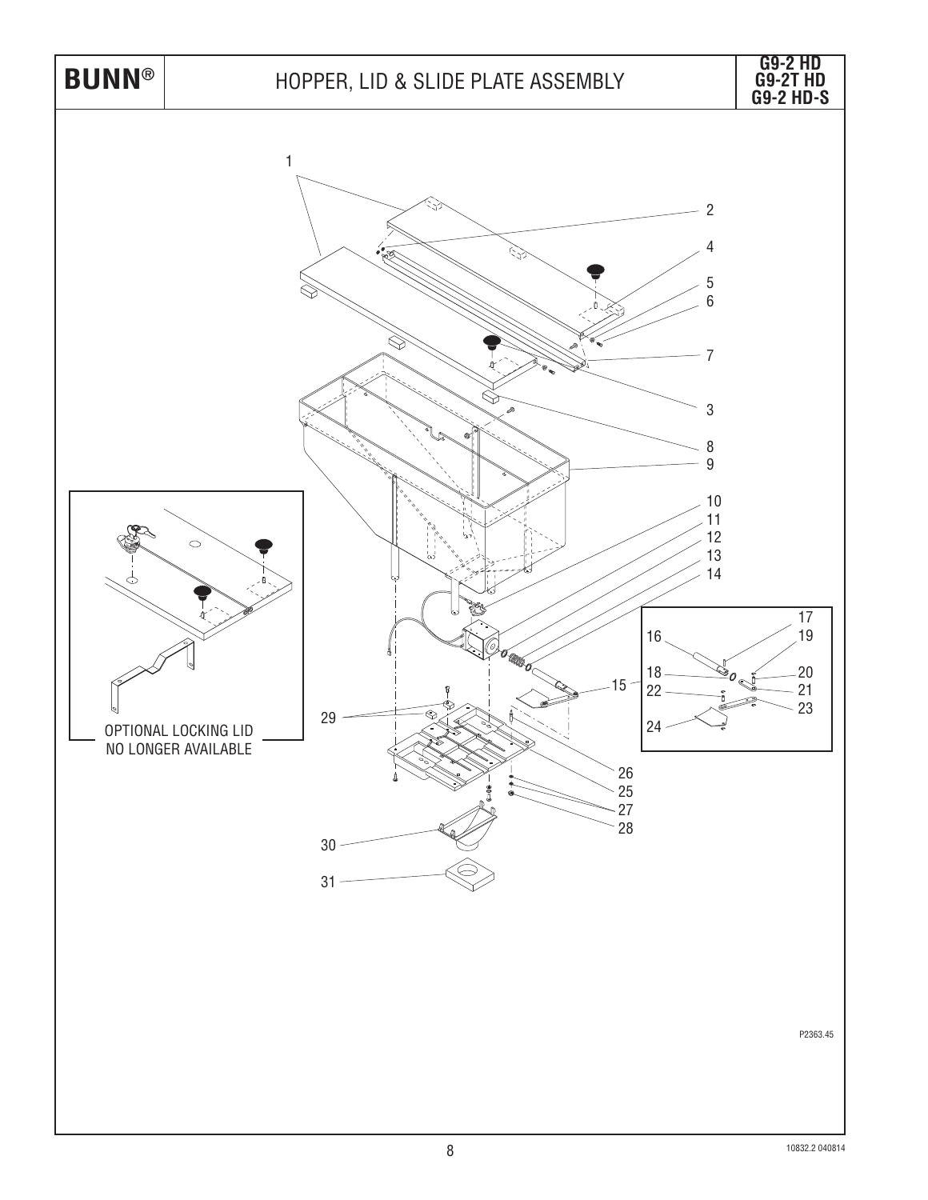# HOPPER, LID & SLIDE PLATE ASSEMBLY

**G9-2 HD**
**G9-2T HD**
**G9-2 HD-S**

OPTIONAL LOCKING LID
NO LONGER AVAILABLE

P2363.45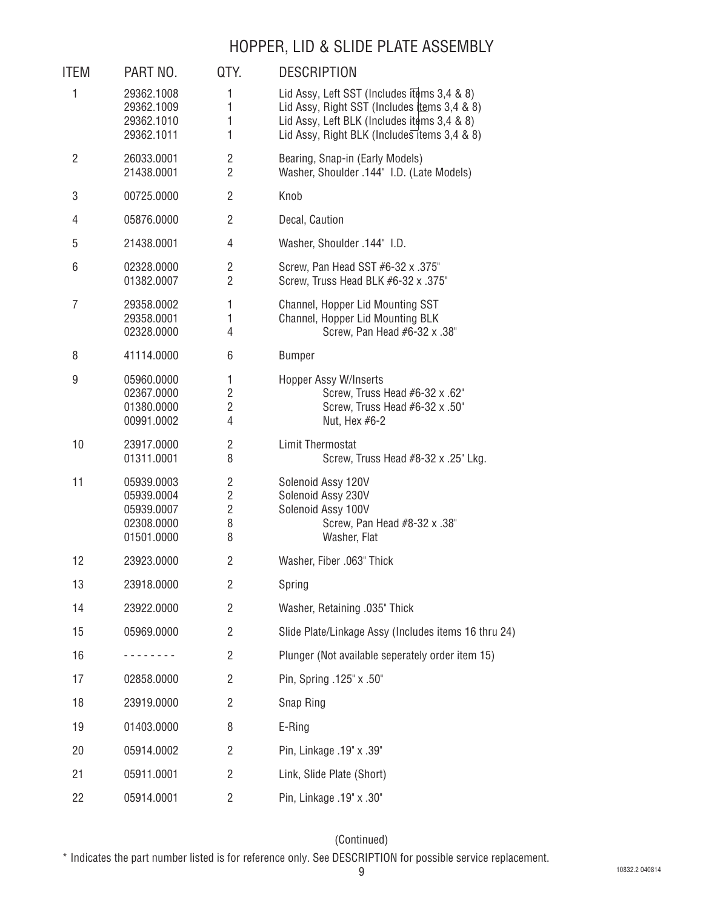# HOPPER, LID & SLIDE PLATE ASSEMBLY

| ITEM | PART NO. | QTY. | DESCRIPTION |
|---|---|---|---|
| 1 | 29362.1008 | 1 | Lid Assy, Left SST (Includes items 3,4 & 8) |
| | 29362.1009 | 1 | Lid Assy, Right SST (Includes items 3,4 & 8) |
| | 29362.1010 | 1 | Lid Assy, Left BLK (Includes items 3,4 & 8) |
| | 29362.1011 | 1 | Lid Assy, Right BLK (Includes items 3,4 & 8) |
| 2 | 26033.0001 | 2 | Bearing, Snap-in (Early Models) |
| | 21438.0001 | 2 | Washer, Shoulder .144" I.D. (Late Models) |
| 3 | 00725.0000 | 2 | Knob |
| 4 | 05876.0000 | 2 | Decal, Caution |
| 5 | 21438.0001 | 4 | Washer, Shoulder .144" I.D. |
| 6 | 02328.0000 | 2 | Screw, Pan Head SST #6-32 x .375" |
| | 01382.0007 | 2 | Screw, Truss Head BLK #6-32 x .375" |
| 7 | 29358.0002 | 1 | Channel, Hopper Lid Mounting SST |
| | 29358.0001 | 1 | Channel, Hopper Lid Mounting BLK |
| | 02328.0000 | 4 | Screw, Pan Head #6-32 x .38" |
| 8 | 41114.0000 | 6 | Bumper |
| 9 | 05960.0000 | 1 | Hopper Assy W/Inserts |
| | 02367.0000 | 2 | Screw, Truss Head #6-32 x .62" |
| | 01380.0000 | 2 | Screw, Truss Head #6-32 x .50" |
| | 00991.0002 | 4 | Nut, Hex #6-2 |
| 10 | 23917.0000 | 2 | Limit Thermostat |
| | 01311.0001 | 8 | Screw, Truss Head #8-32 x .25" Lkg. |
| 11 | 05939.0003 | 2 | Solenoid Assy 120V |
| | 05939.0004 | 2 | Solenoid Assy 230V |
| | 05939.0007 | 2 | Solenoid Assy 100V |
| | 02308.0000 | 8 | Screw, Pan Head #8-32 x .38" |
| | 01501.0000 | 8 | Washer, Flat |
| 12 | 23923.0000 | 2 | Washer, Fiber .063" Thick |
| 13 | 23918.0000 | 2 | Spring |
| 14 | 23922.0000 | 2 | Washer, Retaining .035" Thick |
| 15 | 05969.0000 | 2 | Slide Plate/Linkage Assy (Includes items 16 thru 24) |
| 16 | - - - - - - - - | 2 | Plunger (Not available seperately order item 15) |
| 17 | 02858.0000 | 2 | Pin, Spring .125" x .50" |
| 18 | 23919.0000 | 2 | Snap Ring |
| 19 | 01403.0000 | 8 | E-Ring |
| 20 | 05914.0002 | 2 | Pin, Linkage .19" x .39" |
| 21 | 05911.0001 | 2 | Link, Slide Plate (Short) |
| 22 | 05914.0001 | 2 | Pin, Linkage .19" x .30" |

(Continued)

* Indicates the part number listed is for reference only. See DESCRIPTION for possible service replacement.

10832.2 040814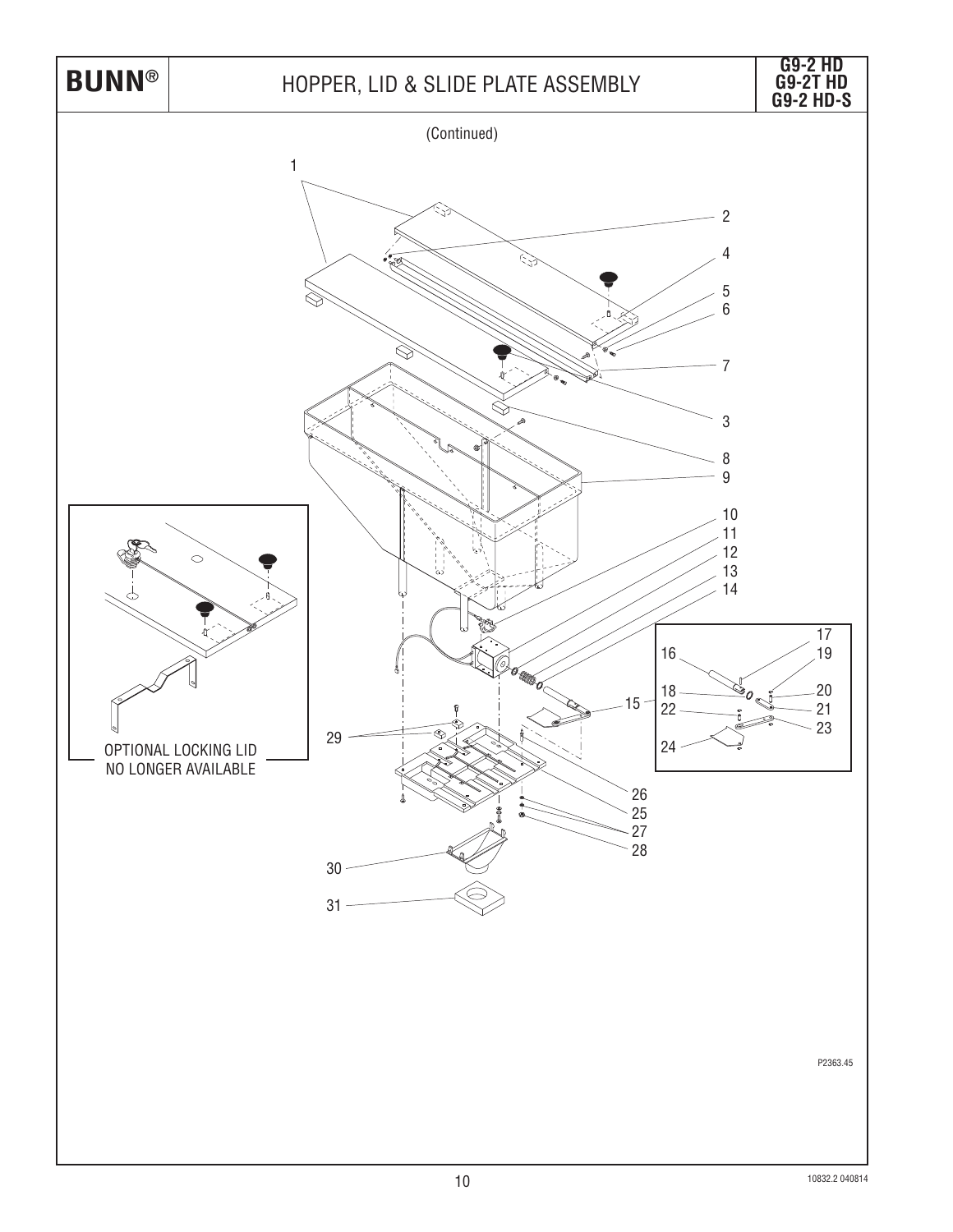# HOPPER, LID & SLIDE PLATE ASSEMBLY

**G9-2 HD**
**G9-2T HD**
**G9-2 HD-S**

(Continued)

1
2
4
5
6
7
3
8
9
10
11
12
13
14
17
16
19
18
20
15
22
21
23
24
29
26
25
27
28
30
31

OPTIONAL LOCKING LID
NO LONGER AVAILABLE

P2363.45

10832.2 040814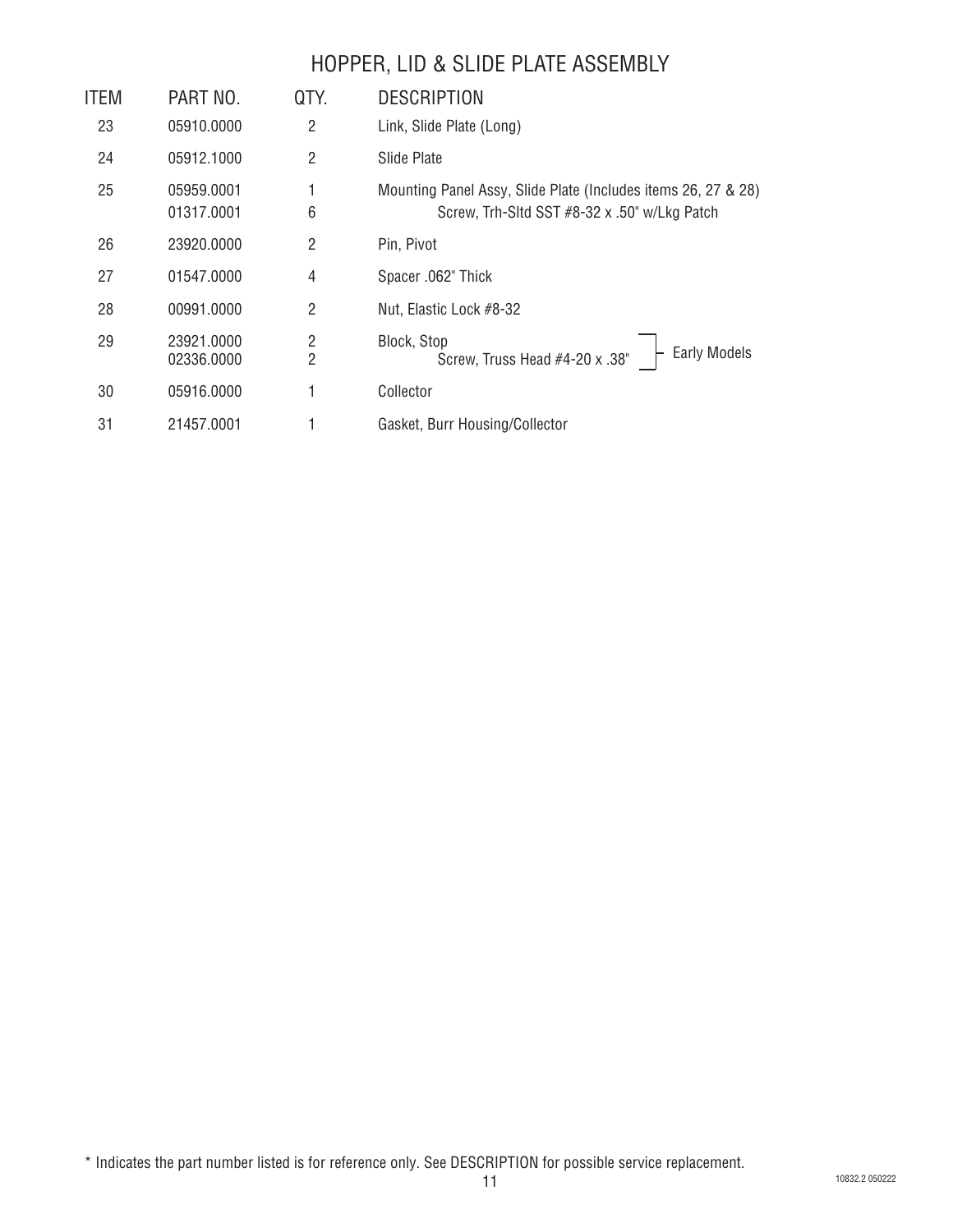# HOPPER, LID & SLIDE PLATE ASSEMBLY

| ITEM | PART NO. | QTY. | DESCRIPTION |
|---|---|---|---|
| 23 | 05910.0000 | 2 | Link, Slide Plate (Long) |
| 24 | 05912.1000 | 2 | Slide Plate |
| 25 | 05959.0001 | 1 | Mounting Panel Assy, Slide Plate (Includes items 26, 27 & 28) |
| | 01317.0001 | 6 | Screw, Trh-Sltd SST #8-32 x .50" w/Lkg Patch |
| 26 | 23920.0000 | 2 | Pin, Pivot |
| 27 | 01547.0000 | 4 | Spacer .062" Thick |
| 28 | 00991.0000 | 2 | Nut, Elastic Lock #8-32 |
| 29 | 23921.0000 | 2 | Block, Stop (Early Models) |
| | 02336.0000 | 2 | Screw, Truss Head #4-20 x .38" (Early Models) |
| 30 | 05916.0000 | 1 | Collector |
| 31 | 21457.0001 | 1 | Gasket, Burr Housing/Collector |

* Indicates the part number listed is for reference only. See DESCRIPTION for possible service replacement.

10832.2 050222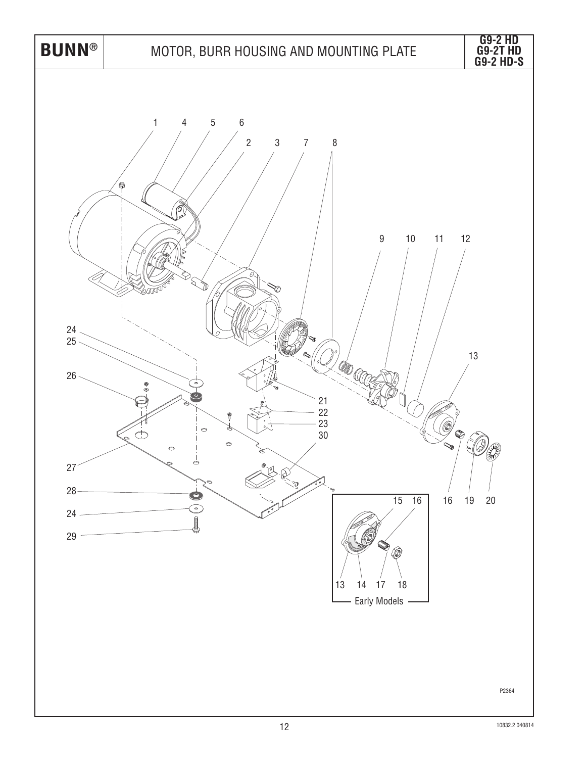# BUNN®

## MOTOR, BURR HOUSING AND MOUNTING PLATE

**G9-2 HD**
**G9-2T HD**
**G9-2 HD-S**

1 4 5 6 2 3 7 8

9 10 11 12

13

24
25

26

21
22
23
30

27

28

24

29

15 16

16 19 20

13 14 17 18

Early Models

P2364

10832.2 040814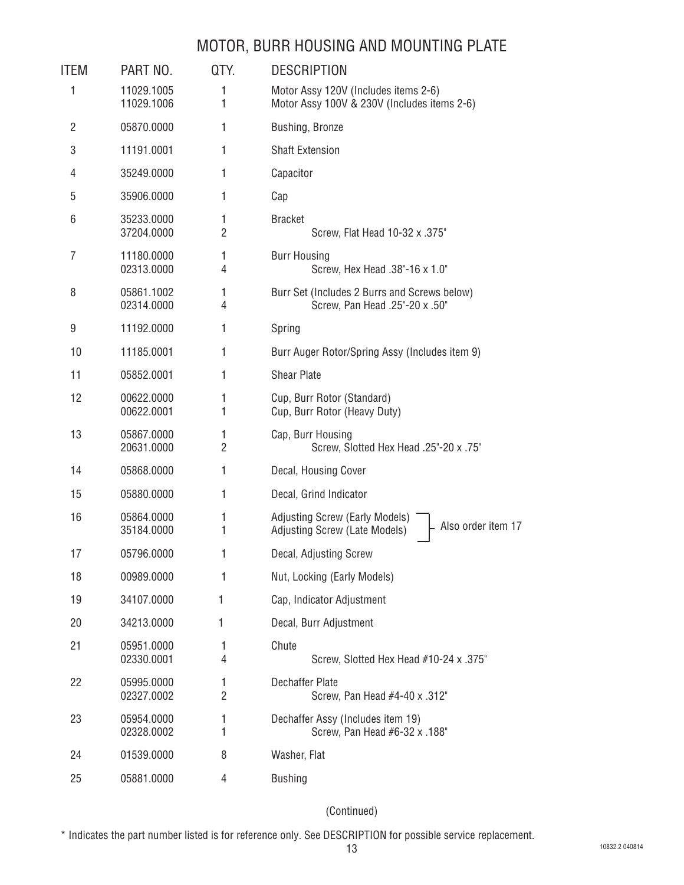# MOTOR, BURR HOUSING AND MOUNTING PLATE

| ITEM | PART NO. | QTY. | DESCRIPTION |
|---|---|---|---|
| 1 | 11029.1005 | 1 | Motor Assy 120V (Includes items 2-6) |
| | 11029.1006 | 1 | Motor Assy 100V & 230V (Includes items 2-6) |
| 2 | 05870.0000 | 1 | Bushing, Bronze |
| 3 | 11191.0001 | 1 | Shaft Extension |
| 4 | 35249.0000 | 1 | Capacitor |
| 5 | 35906.0000 | 1 | Cap |
| 6 | 35233.0000 | 1 | Bracket |
| | 37204.0000 | 2 | Screw, Flat Head 10-32 x .375" |
| 7 | 11180.0000 | 1 | Burr Housing |
| | 02313.0000 | 4 | Screw, Hex Head .38"-16 x 1.0" |
| 8 | 05861.1002 | 1 | Burr Set (Includes 2 Burrs and Screws below) |
| | 02314.0000 | 4 | Screw, Pan Head .25"-20 x .50" |
| 9 | 11192.0000 | 1 | Spring |
| 10 | 11185.0001 | 1 | Burr Auger Rotor/Spring Assy (Includes item 9) |
| 11 | 05852.0001 | 1 | Shear Plate |
| 12 | 00622.0000 | 1 | Cup, Burr Rotor (Standard) |
| | 00622.0001 | 1 | Cup, Burr Rotor (Heavy Duty) |
| 13 | 05867.0000 | 1 | Cap, Burr Housing |
| | 20631.0000 | 2 | Screw, Slotted Hex Head .25"-20 x .75" |
| 14 | 05868.0000 | 1 | Decal, Housing Cover |
| 15 | 05880.0000 | 1 | Decal, Grind Indicator |
| 16 | 05864.0000 | 1 | Adjusting Screw (Early Models) – Also order item 17 |
| | 35184.0000 | 1 | Adjusting Screw (Late Models) – Also order item 17 |
| 17 | 05796.0000 | 1 | Decal, Adjusting Screw |
| 18 | 00989.0000 | 1 | Nut, Locking (Early Models) |
| 19 | 34107.0000 | 1 | Cap, Indicator Adjustment |
| 20 | 34213.0000 | 1 | Decal, Burr Adjustment |
| 21 | 05951.0000 | 1 | Chute |
| | 02330.0001 | 4 | Screw, Slotted Hex Head #10-24 x .375" |
| 22 | 05995.0000 | 1 | Dechaffer Plate |
| | 02327.0002 | 2 | Screw, Pan Head #4-40 x .312" |
| 23 | 05954.0000 | 1 | Dechaffer Assy (Includes item 19) |
| | 02328.0002 | 1 | Screw, Pan Head #6-32 x .188" |
| 24 | 01539.0000 | 8 | Washer, Flat |
| 25 | 05881.0000 | 4 | Bushing |

(Continued)

\* Indicates the part number listed is for reference only. See DESCRIPTION for possible service replacement.

10832.2 040814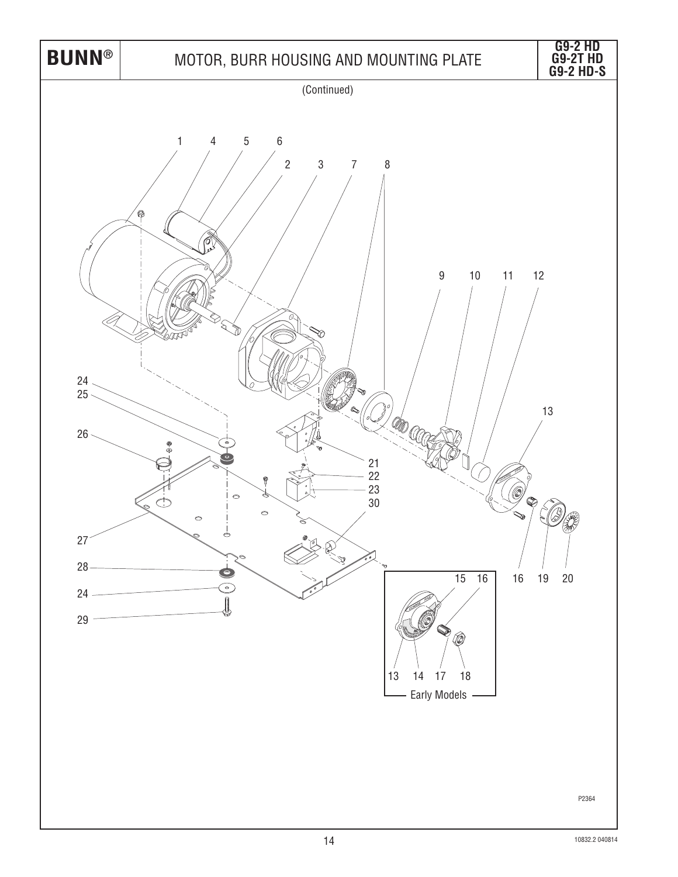# MOTOR, BURR HOUSING AND MOUNTING PLATE

G9-2 HD
G9-2T HD
G9-2 HD-S

(Continued)

1 4 5 6 2 3 7 8 9 10 11 12 13 24 25 26 21 22 23 30 27 28 24 29 15 16 16 19 20 13 14 17 18

Early Models

P2364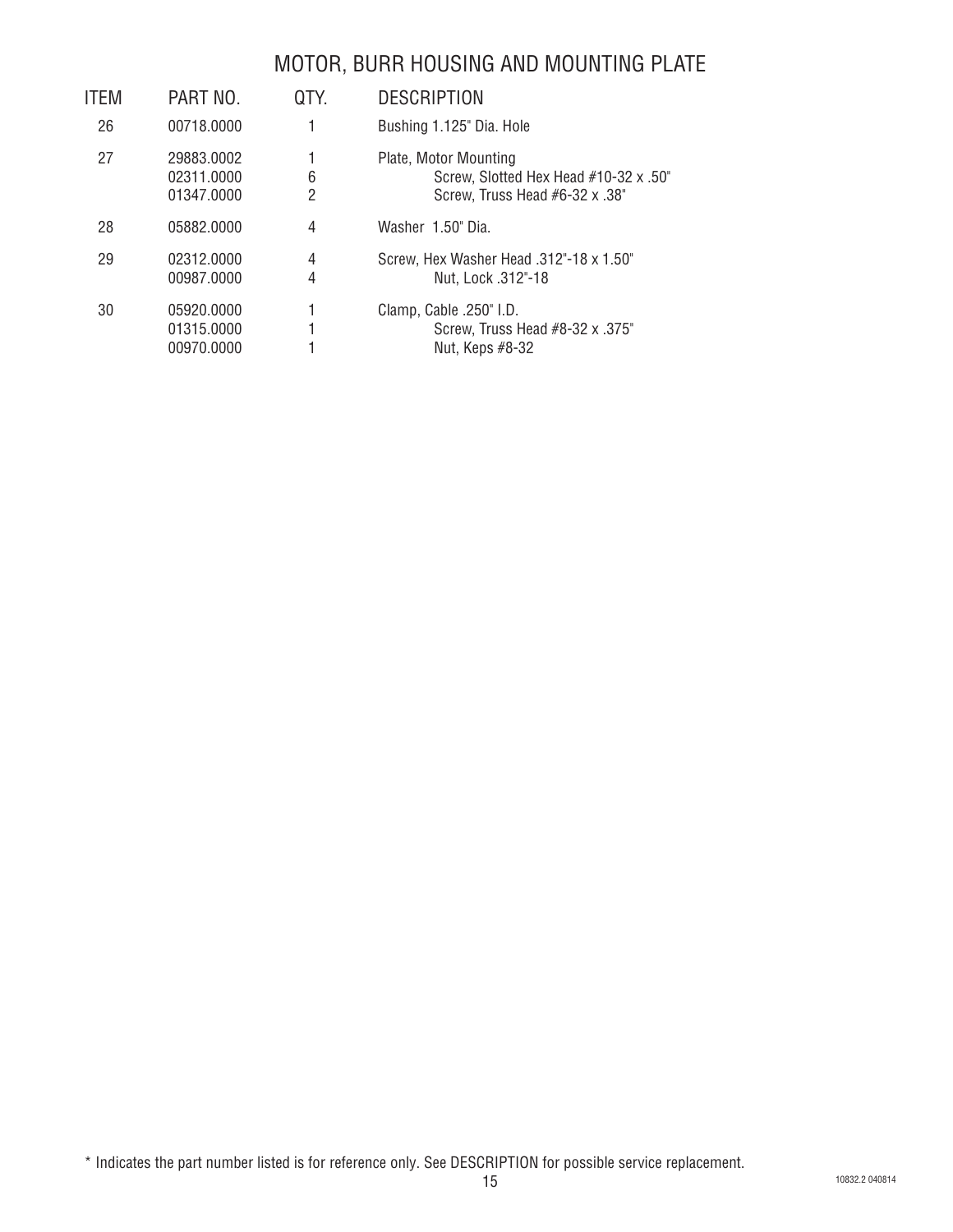# MOTOR, BURR HOUSING AND MOUNTING PLATE

| ITEM | PART NO. | QTY. | DESCRIPTION |
|---|---|---|---|
| 26 | 00718.0000 | 1 | Bushing 1.125" Dia. Hole |
| 27 | 29883.0002 | 1 | Plate, Motor Mounting |
| | 02311.0000 | 6 | Screw, Slotted Hex Head #10-32 x .50" |
| | 01347.0000 | 2 | Screw, Truss Head #6-32 x .38" |
| 28 | 05882.0000 | 4 | Washer 1.50" Dia. |
| 29 | 02312.0000 | 4 | Screw, Hex Washer Head .312"-18 x 1.50" |
| | 00987.0000 | 4 | Nut, Lock .312"-18 |
| 30 | 05920.0000 | 1 | Clamp, Cable .250" I.D. |
| | 01315.0000 | 1 | Screw, Truss Head #8-32 x .375" |
| | 00970.0000 | 1 | Nut, Keps #8-32 |

* Indicates the part number listed is for reference only. See DESCRIPTION for possible service replacement.

10832.2 040814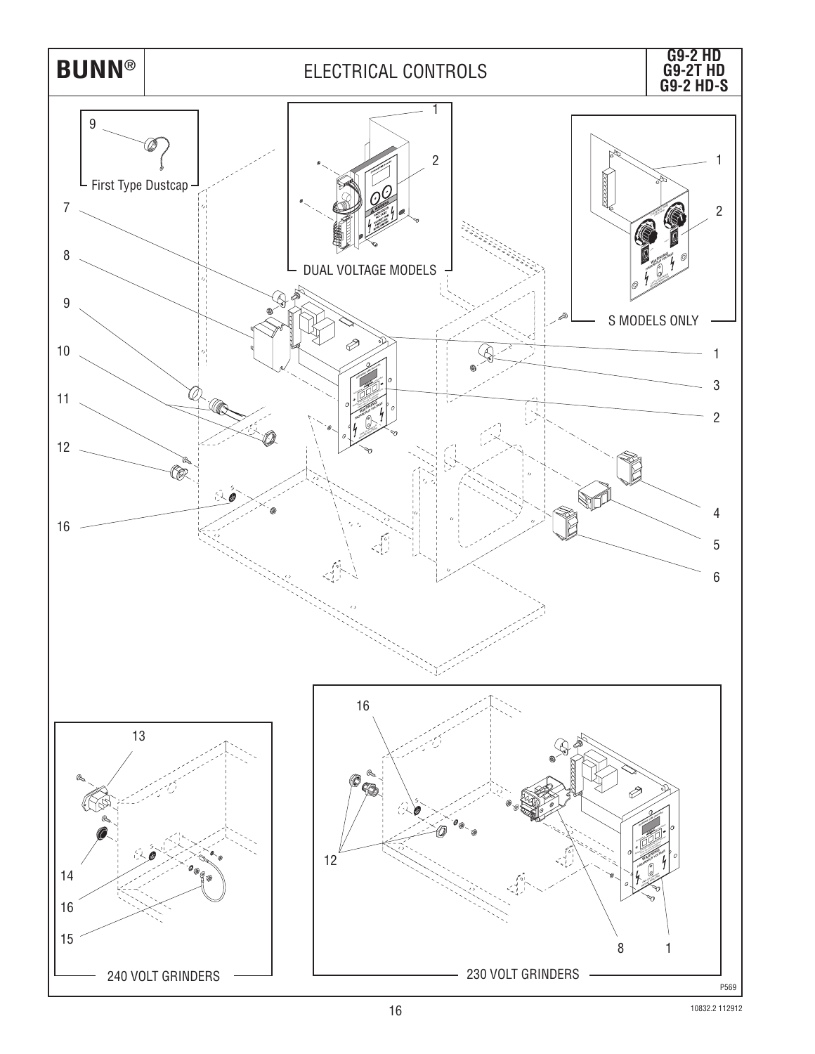# ELECTRICAL CONTROLS

**G9-2 HD**
**G9-2T HD**
**G9-2 HD-S**

First Type Dustcap

DUAL VOLTAGE MODELS

S MODELS ONLY

240 VOLT GRINDERS

230 VOLT GRINDERS

P569

10832.2 112912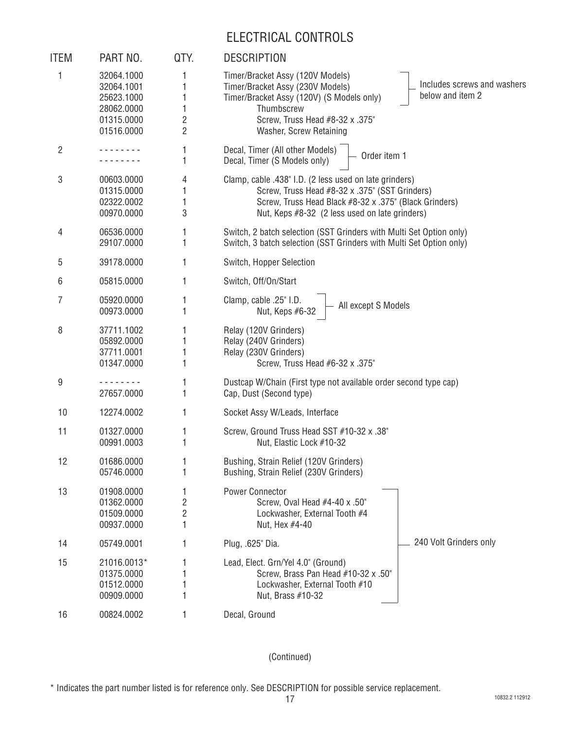# ELECTRICAL CONTROLS

| ITEM | PART NO. | QTY. | DESCRIPTION | |
|---|---|---|---|---|
| 1 | 32064.1000 | 1 | Timer/Bracket Assy (120V Models) | Includes screws and washers below and item 2 |
| | 32064.1001 | 1 | Timer/Bracket Assy (230V Models) | |
| | 25623.1000 | 1 | Timer/Bracket Assy (120V) (S Models only) | |
| | 28062.0000 | 1 | Thumbscrew | |
| | 01315.0000 | 2 | Screw, Truss Head #8-32 x .375" | |
| | 01516.0000 | 2 | Washer, Screw Retaining | |
| 2 | - - - - - - - - | 1 | Decal, Timer (All other Models) | Order item 1 |
| | - - - - - - - - | 1 | Decal, Timer (S Models only) | |
| 3 | 00603.0000 | 4 | Clamp, cable .438" I.D. (2 less used on late grinders) | |
| | 01315.0000 | 1 | Screw, Truss Head #8-32 x .375" (SST Grinders) | |
| | 02322.0002 | 1 | Screw, Truss Head Black #8-32 x .375" (Black Grinders) | |
| | 00970.0000 | 3 | Nut, Keps #8-32 (2 less used on late grinders) | |
| 4 | 06536.0000 | 1 | Switch, 2 batch selection (SST Grinders with Multi Set Option only) | |
| | 29107.0000 | 1 | Switch, 3 batch selection (SST Grinders with Multi Set Option only) | |
| 5 | 39178.0000 | 1 | Switch, Hopper Selection | |
| 6 | 05815.0000 | 1 | Switch, Off/On/Start | |
| 7 | 05920.0000 | 1 | Clamp, cable .25" I.D. | All except S Models |
| | 00973.0000 | 1 | Nut, Keps #6-32 | |
| 8 | 37711.1002 | 1 | Relay (120V Grinders) | |
| | 05892.0000 | 1 | Relay (240V Grinders) | |
| | 37711.0001 | 1 | Relay (230V Grinders) | |
| | 01347.0000 | 1 | Screw, Truss Head #6-32 x .375" | |
| 9 | - - - - - - - - | 1 | Dustcap W/Chain (First type not available order second type cap) | |
| | 27657.0000 | 1 | Cap, Dust (Second type) | |
| 10 | 12274.0002 | 1 | Socket Assy W/Leads, Interface | |
| 11 | 01327.0000 | 1 | Screw, Ground Truss Head SST #10-32 x .38" | |
| | 00991.0003 | 1 | Nut, Elastic Lock #10-32 | |
| 12 | 01686.0000 | 1 | Bushing, Strain Relief (120V Grinders) | |
| | 05746.0000 | 1 | Bushing, Strain Relief (230V Grinders) | |
| 13 | 01908.0000 | 1 | Power Connector | 240 Volt Grinders only |
| | 01362.0000 | 2 | Screw, Oval Head #4-40 x .50" | |
| | 01509.0000 | 2 | Lockwasher, External Tooth #4 | |
| | 00937.0000 | 1 | Nut, Hex #4-40 | |
| 14 | 05749.0001 | 1 | Plug, .625" Dia. | |
| 15 | 21016.0013* | 1 | Lead, Elect. Grn/Yel 4.0" (Ground) | |
| | 01375.0000 | 1 | Screw, Brass Pan Head #10-32 x .50" | |
| | 01512.0000 | 1 | Lockwasher, External Tooth #10 | |
| | 00909.0000 | 1 | Nut, Brass #10-32 | |
| 16 | 00824.0002 | 1 | Decal, Ground | |

(Continued)

* Indicates the part number listed is for reference only. See DESCRIPTION for possible service replacement.

10832.2 112912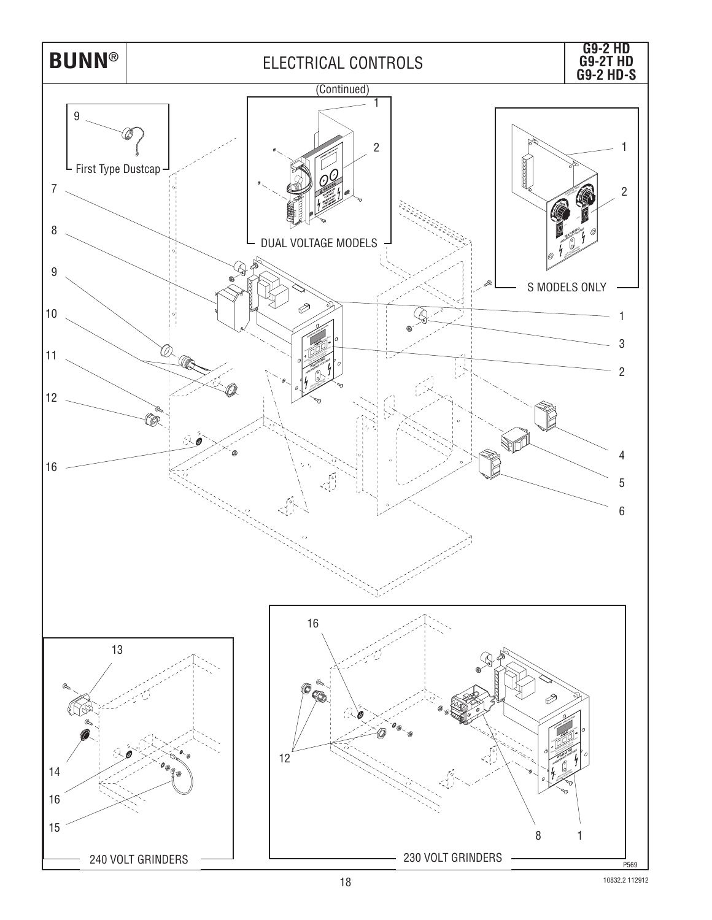# ELECTRICAL CONTROLS

**G9-2 HD**
**G9-2T HD**
**G9-2 HD-S**

(Continued)

First Type Dustcap

DUAL VOLTAGE MODELS

S MODELS ONLY

240 VOLT GRINDERS

230 VOLT GRINDERS

P569

10832.2 112912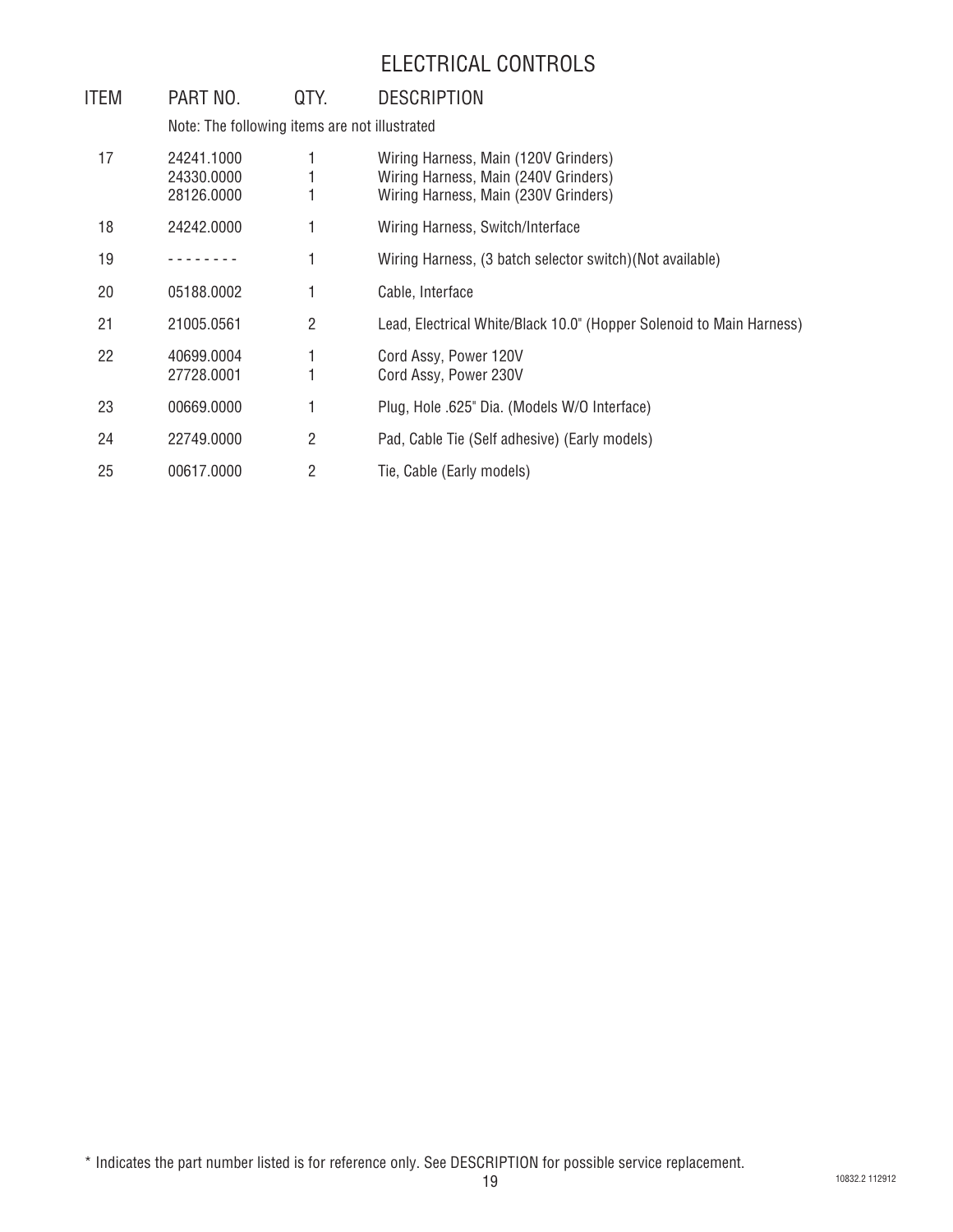# ELECTRICAL CONTROLS

| ITEM | PART NO. | QTY. | DESCRIPTION |
|---|---|---|---|
| | Note: The following items are not illustrated | | |
| 17 | 24241.1000 | 1 | Wiring Harness, Main (120V Grinders) |
| | 24330.0000 | 1 | Wiring Harness, Main (240V Grinders) |
| | 28126.0000 | 1 | Wiring Harness, Main (230V Grinders) |
| 18 | 24242.0000 | 1 | Wiring Harness, Switch/Interface |
| 19 | - - - - - - - - | 1 | Wiring Harness, (3 batch selector switch)(Not available) |
| 20 | 05188.0002 | 1 | Cable, Interface |
| 21 | 21005.0561 | 2 | Lead, Electrical White/Black 10.0" (Hopper Solenoid to Main Harness) |
| 22 | 40699.0004 | 1 | Cord Assy, Power 120V |
| | 27728.0001 | 1 | Cord Assy, Power 230V |
| 23 | 00669.0000 | 1 | Plug, Hole .625" Dia. (Models W/O Interface) |
| 24 | 22749.0000 | 2 | Pad, Cable Tie (Self adhesive) (Early models) |
| 25 | 00617.0000 | 2 | Tie, Cable (Early models) |

* Indicates the part number listed is for reference only. See DESCRIPTION for possible service replacement.

10832.2 112912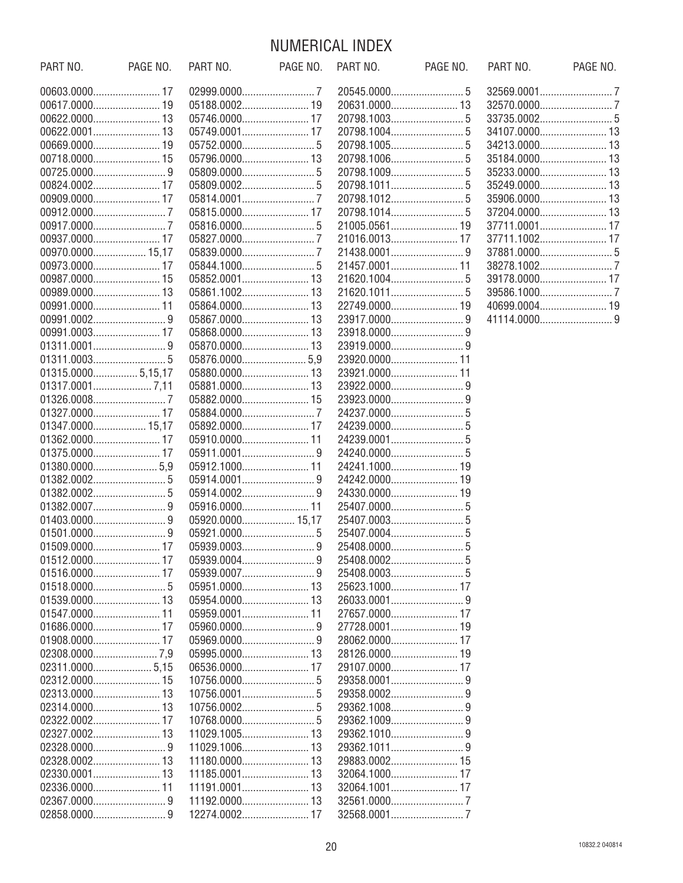# NUMERICAL INDEX

| PART NO. | PAGE NO. | PART NO. | PAGE NO. | PART NO. | PAGE NO. | PART NO. | PAGE NO. |
|---|---|---|---|---|---|---|---|
| 00603.0000 | 17 | 02999.0000 | 7 | 20545.0000 | 5 | 32569.0001 | 7 |
| 00617.0000 | 19 | 05188.0002 | 19 | 20631.0000 | 13 | 32570.0000 | 7 |
| 00622.0000 | 13 | 05746.0000 | 17 | 20798.1003 | 5 | 33735.0002 | 5 |
| 00622.0001 | 13 | 05749.0001 | 17 | 20798.1004 | 5 | 34107.0000 | 13 |
| 00669.0000 | 19 | 05752.0000 | 5 | 20798.1005 | 5 | 34213.0000 | 13 |
| 00718.0000 | 15 | 05796.0000 | 13 | 20798.1006 | 5 | 35184.0000 | 13 |
| 00725.0000 | 9 | 05809.0000 | 5 | 20798.1009 | 5 | 35233.0000 | 13 |
| 00824.0002 | 17 | 05809.0002 | 5 | 20798.1011 | 5 | 35249.0000 | 13 |
| 00909.0000 | 17 | 05814.0001 | 7 | 20798.1012 | 5 | 35906.0000 | 13 |
| 00912.0000 | 7 | 05815.0000 | 17 | 20798.1014 | 5 | 37204.0000 | 13 |
| 00917.0000 | 7 | 05816.0000 | 5 | 21005.0561 | 19 | 37711.0001 | 17 |
| 00937.0000 | 17 | 05827.0000 | 7 | 21016.0013 | 17 | 37711.1002 | 17 |
| 00970.0000 | 15,17 | 05839.0000 | 7 | 21438.0001 | 9 | 37881.0000 | 5 |
| 00973.0000 | 17 | 05844.1000 | 5 | 21457.0001 | 11 | 38278.1002 | 7 |
| 00987.0000 | 15 | 05852.0001 | 13 | 21620.1004 | 5 | 39178.0000 | 17 |
| 00989.0000 | 13 | 05861.1002 | 13 | 21620.1011 | 5 | 39586.1000 | 7 |
| 00991.0000 | 11 | 05864.0000 | 13 | 22749.0000 | 19 | 40699.0004 | 19 |
| 00991.0002 | 9 | 05867.0000 | 13 | 23917.0000 | 9 | 41114.0000 | 9 |
| 00991.0003 | 17 | 05868.0000 | 13 | 23918.0000 | 9 | | |
| 01311.0001 | 9 | 05870.0000 | 13 | 23919.0000 | 9 | | |
| 01311.0003 | 5 | 05876.0000 | 5,9 | 23920.0000 | 11 | | |
| 01315.0000 | 5,15,17 | 05880.0000 | 13 | 23921.0000 | 11 | | |
| 01317.0001 | 7,11 | 05881.0000 | 13 | 23922.0000 | 9 | | |
| 01326.0008 | 7 | 05882.0000 | 15 | 23923.0000 | 9 | | |
| 01327.0000 | 17 | 05884.0000 | 7 | 24237.0000 | 5 | | |
| 01347.0000 | 15,17 | 05892.0000 | 17 | 24239.0000 | 5 | | |
| 01362.0000 | 17 | 05910.0000 | 11 | 24239.0001 | 5 | | |
| 01375.0000 | 17 | 05911.0001 | 9 | 24240.0000 | 5 | | |
| 01380.0000 | 5,9 | 05912.1000 | 11 | 24241.1000 | 19 | | |
| 01382.0002 | 5 | 05914.0001 | 9 | 24242.0000 | 19 | | |
| 01382.0002 | 5 | 05914.0002 | 9 | 24330.0000 | 19 | | |
| 01382.0007 | 9 | 05916.0000 | 11 | 25407.0000 | 5 | | |
| 01403.0000 | 9 | 05920.0000 | 15,17 | 25407.0003 | 5 | | |
| 01501.0000 | 9 | 05921.0000 | 5 | 25407.0004 | 5 | | |
| 01509.0000 | 17 | 05939.0003 | 9 | 25408.0000 | 5 | | |
| 01512.0000 | 17 | 05939.0004 | 9 | 25408.0002 | 5 | | |
| 01516.0000 | 17 | 05939.0007 | 9 | 25408.0003 | 5 | | |
| 01518.0000 | 5 | 05951.0000 | 13 | 25623.1000 | 17 | | |
| 01539.0000 | 13 | 05954.0000 | 13 | 26033.0001 | 9 | | |
| 01547.0000 | 11 | 05959.0001 | 11 | 27657.0000 | 17 | | |
| 01686.0000 | 17 | 05960.0000 | 9 | 27728.0001 | 19 | | |
| 01908.0000 | 17 | 05969.0000 | 9 | 28062.0000 | 17 | | |
| 02308.0000 | 7,9 | 05995.0000 | 13 | 28126.0000 | 19 | | |
| 02311.0000 | 5,15 | 06536.0000 | 17 | 29107.0000 | 17 | | |
| 02312.0000 | 15 | 10756.0000 | 5 | 29358.0001 | 9 | | |
| 02313.0000 | 13 | 10756.0001 | 5 | 29358.0002 | 9 | | |
| 02314.0000 | 13 | 10756.0002 | 5 | 29362.1008 | 9 | | |
| 02322.0002 | 17 | 10768.0000 | 5 | 29362.1009 | 9 | | |
| 02327.0002 | 13 | 11029.1005 | 13 | 29362.1010 | 9 | | |
| 02328.0000 | 9 | 11029.1006 | 13 | 29362.1011 | 9 | | |
| 02328.0002 | 13 | 11180.0000 | 13 | 29883.0002 | 15 | | |
| 02330.0001 | 13 | 11185.0001 | 13 | 32064.1000 | 17 | | |
| 02336.0000 | 11 | 11191.0001 | 13 | 32064.1001 | 17 | | |
| 02367.0000 | 9 | 11192.0000 | 13 | 32561.0000 | 7 | | |
| 02858.0000 | 9 | 12274.0002 | 17 | 32568.0001 | 7 | | |

10832.2 040814